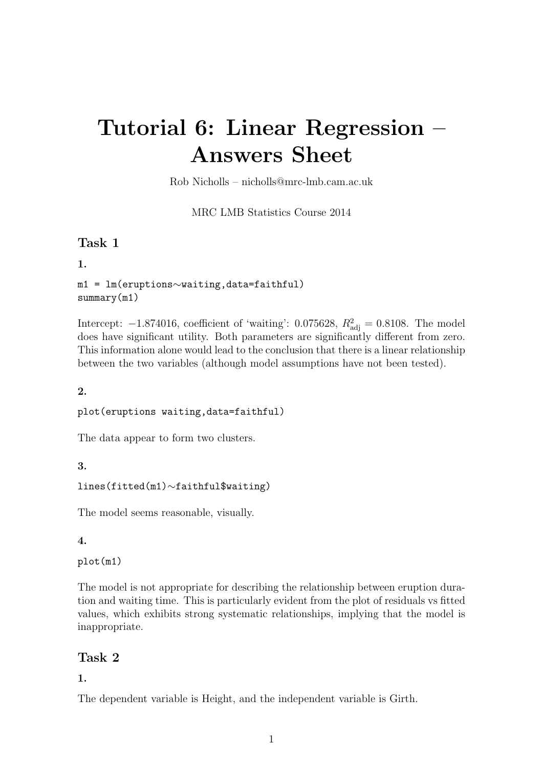# Tutorial 6: Linear Regression – Answers Sheet

Rob Nicholls – nicholls@mrc-lmb.cam.ac.uk

MRC LMB Statistics Course 2014

## Task 1

### 1.

```
m1 = lm(eruptions∼waiting,data=faithful)
summary(m1)
```

Intercept: $-1.874016$, coefficient of 'waiting': $0.075628$, $R^2_{\text{adj}} = 0.8108$. The model does have significant utility. Both parameters are significantly different from zero. This information alone would lead to the conclusion that there is a linear relationship between the two variables (although model assumptions have not been tested).

### 2.

```
plot(eruptions waiting,data=faithful)
```

The data appear to form two clusters.

### 3.

```
lines(fitted(m1)∼faithful$waiting)
```

The model seems reasonable, visually.

### 4.

```
plot(m1)
```

The model is not appropriate for describing the relationship between eruption duration and waiting time. This is particularly evident from the plot of residuals vs fitted values, which exhibits strong systematic relationships, implying that the model is inappropriate.

## Task 2

### 1.

The dependent variable is Height, and the independent variable is Girth.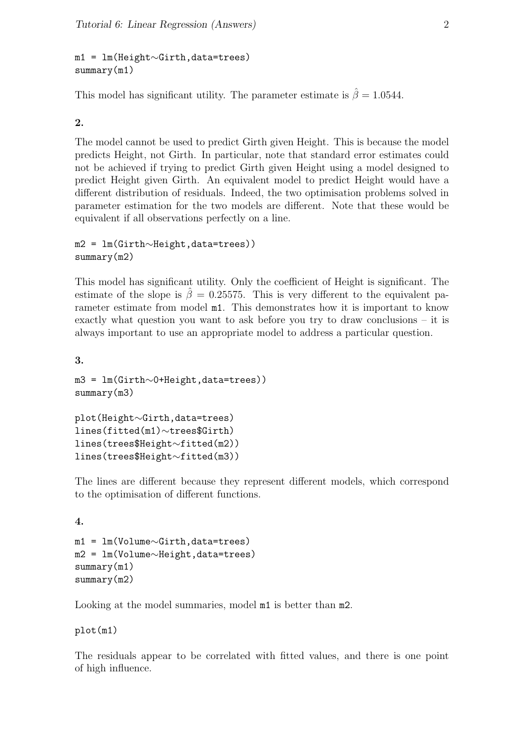```
m1 = lm(Height~Girth,data=trees)
summary(m1)
```

This model has significant utility. The parameter estimate is $\hat{\beta} = 1.0544$.

**2.**

The model cannot be used to predict Girth given Height. This is because the model predicts Height, not Girth. In particular, note that standard error estimates could not be achieved if trying to predict Girth given Height using a model designed to predict Height given Girth. An equivalent model to predict Height would have a different distribution of residuals. Indeed, the two optimisation problems solved in parameter estimation for the two models are different. Note that these would be equivalent if all observations perfectly on a line.

```
m2 = lm(Girth~Height,data=trees))
summary(m2)
```

This model has significant utility. Only the coefficient of Height is significant. The estimate of the slope is $\hat{\beta} = 0.25575$. This is very different to the equivalent parameter estimate from model `m1`. This demonstrates how it is important to know exactly what question you want to ask before you try to draw conclusions – it is always important to use an appropriate model to address a particular question.

**3.**

```
m3 = lm(Girth~0+Height,data=trees))
summary(m3)

plot(Height~Girth,data=trees)
lines(fitted(m1)~trees$Girth)
lines(trees$Height~fitted(m2))
lines(trees$Height~fitted(m3))
```

The lines are different because they represent different models, which correspond to the optimisation of different functions.

**4.**

```
m1 = lm(Volume~Girth,data=trees)
m2 = lm(Volume~Height,data=trees)
summary(m1)
summary(m2)
```

Looking at the model summaries, model `m1` is better than `m2`.

```
plot(m1)
```

The residuals appear to be correlated with fitted values, and there is one point of high influence.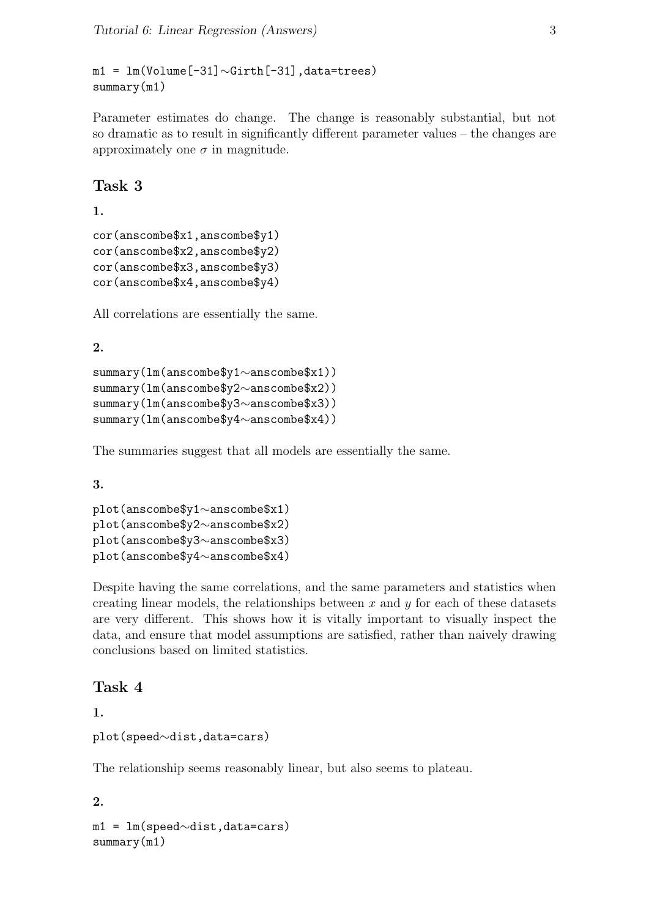```
m1 = lm(Volume[-31]~Girth[-31],data=trees)
summary(m1)
```

Parameter estimates do change. The change is reasonably substantial, but not so dramatic as to result in significantly different parameter values – the changes are approximately one $\sigma$ in magnitude.

## Task 3

**1.**

```
cor(anscombe$x1,anscombe$y1)
cor(anscombe$x2,anscombe$y2)
cor(anscombe$x3,anscombe$y3)
cor(anscombe$x4,anscombe$y4)
```

All correlations are essentially the same.

**2.**

```
summary(lm(anscombe$y1~anscombe$x1))
summary(lm(anscombe$y2~anscombe$x2))
summary(lm(anscombe$y3~anscombe$x3))
summary(lm(anscombe$y4~anscombe$x4))
```

The summaries suggest that all models are essentially the same.

**3.**

```
plot(anscombe$y1~anscombe$x1)
plot(anscombe$y2~anscombe$x2)
plot(anscombe$y3~anscombe$x3)
plot(anscombe$y4~anscombe$x4)
```

Despite having the same correlations, and the same parameters and statistics when creating linear models, the relationships between $x$ and $y$ for each of these datasets are very different. This shows how it is vitally important to visually inspect the data, and ensure that model assumptions are satisfied, rather than naively drawing conclusions based on limited statistics.

## Task 4

**1.**

```
plot(speed~dist,data=cars)
```

The relationship seems reasonably linear, but also seems to plateau.

**2.**

```
m1 = lm(speed~dist,data=cars)
summary(m1)
```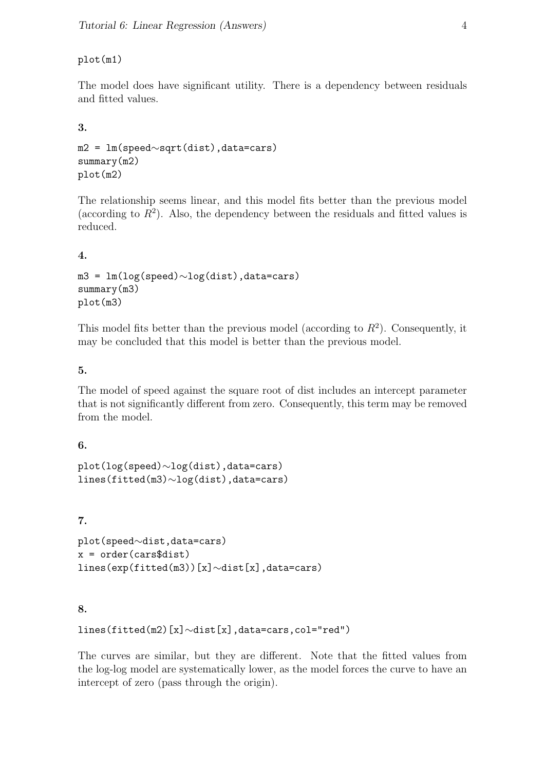```
plot(m1)
```

The model does have significant utility. There is a dependency between residuals and fitted values.

**3.**

```
m2 = lm(speed~sqrt(dist),data=cars)
summary(m2)
plot(m2)
```

The relationship seems linear, and this model fits better than the previous model (according to $R^2$). Also, the dependency between the residuals and fitted values is reduced.

**4.**

```
m3 = lm(log(speed)~log(dist),data=cars)
summary(m3)
plot(m3)
```

This model fits better than the previous model (according to $R^2$). Consequently, it may be concluded that this model is better than the previous model.

**5.**

The model of speed against the square root of dist includes an intercept parameter that is not significantly different from zero. Consequently, this term may be removed from the model.

**6.**

```
plot(log(speed)~log(dist),data=cars)
lines(fitted(m3)~log(dist),data=cars)
```

**7.**

```
plot(speed~dist,data=cars)
x = order(cars$dist)
lines(exp(fitted(m3))[x]~dist[x],data=cars)
```

**8.**

```
lines(fitted(m2)[x]~dist[x],data=cars,col="red")
```

The curves are similar, but they are different. Note that the fitted values from the log-log model are systematically lower, as the model forces the curve to have an intercept of zero (pass through the origin).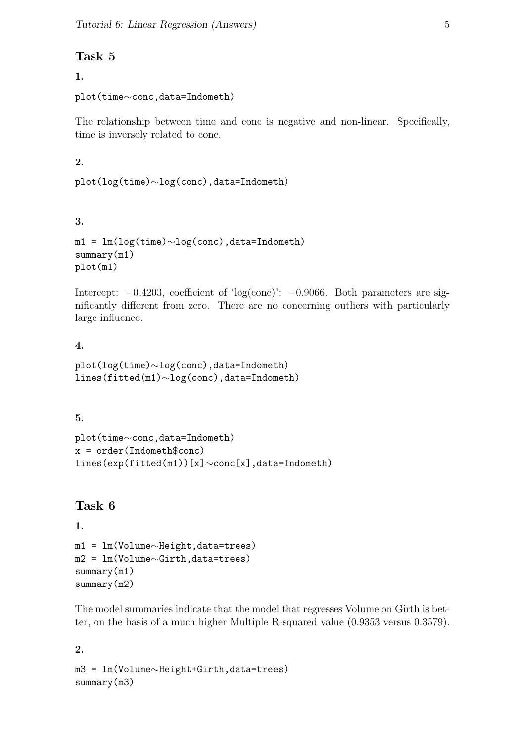## Task 5

**1.**

```
plot(time~conc,data=Indometh)
```

The relationship between time and conc is negative and non-linear. Specifically, time is inversely related to conc.

**2.**

```
plot(log(time)~log(conc),data=Indometh)
```

**3.**

```
m1 = lm(log(time)~log(conc),data=Indometh)
summary(m1)
plot(m1)
```

Intercept: $-0.4203$, coefficient of 'log(conc)': $-0.9066$. Both parameters are significantly different from zero. There are no concerning outliers with particularly large influence.

**4.**

```
plot(log(time)~log(conc),data=Indometh)
lines(fitted(m1)~log(conc),data=Indometh)
```

**5.**

```
plot(time~conc,data=Indometh)
x = order(Indometh$conc)
lines(exp(fitted(m1))[x]~conc[x],data=Indometh)
```

## Task 6

**1.**

```
m1 = lm(Volume~Height,data=trees)
m2 = lm(Volume~Girth,data=trees)
summary(m1)
summary(m2)
```

The model summaries indicate that the model that regresses Volume on Girth is better, on the basis of a much higher Multiple R-squared value (0.9353 versus 0.3579).

**2.**

```
m3 = lm(Volume~Height+Girth,data=trees)
summary(m3)
```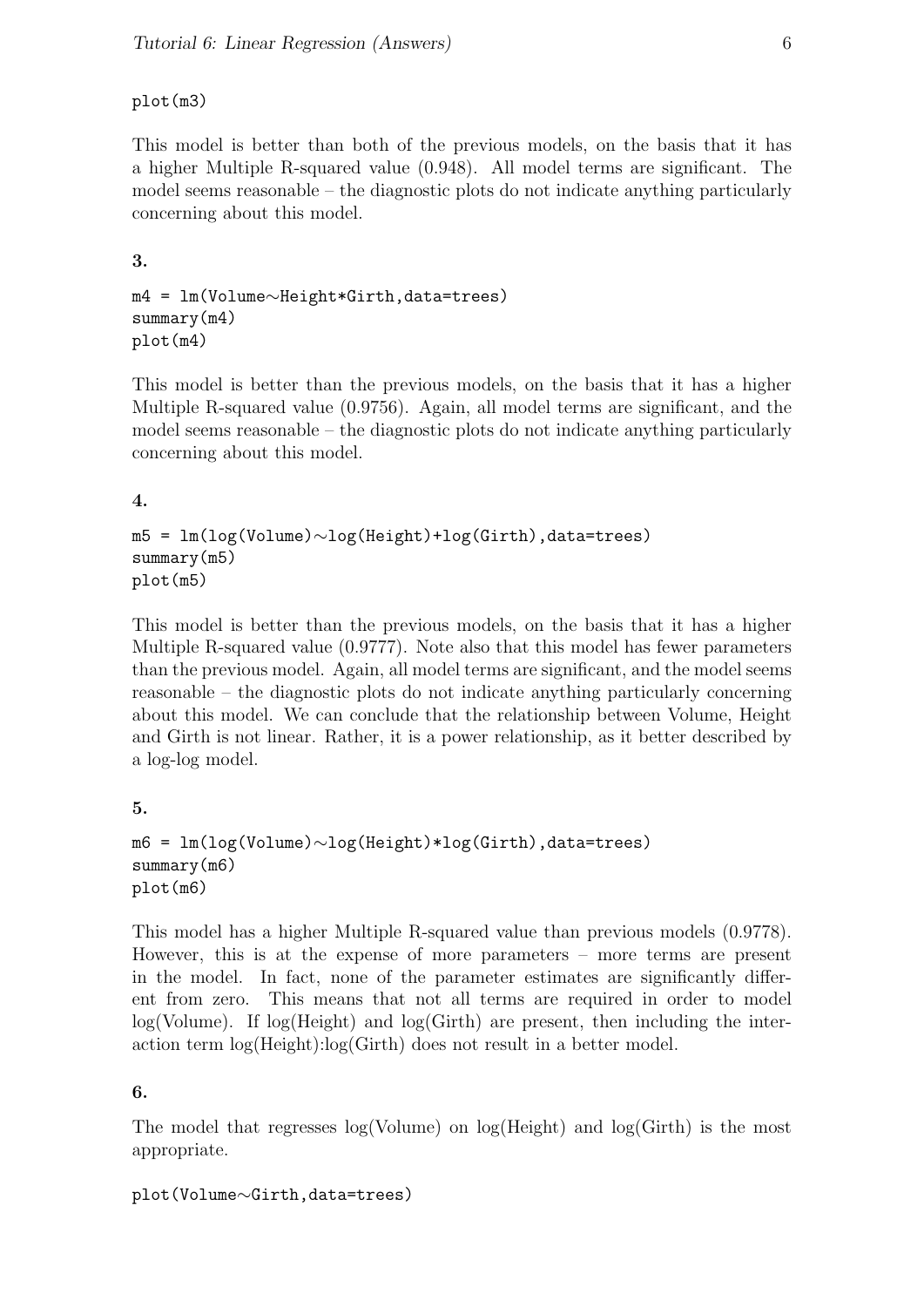```
plot(m3)
```

This model is better than both of the previous models, on the basis that it has a higher Multiple R-squared value (0.948). All model terms are significant. The model seems reasonable – the diagnostic plots do not indicate anything particularly concerning about this model.

**3.**

```
m4 = lm(Volume~Height*Girth,data=trees)
summary(m4)
plot(m4)
```

This model is better than the previous models, on the basis that it has a higher Multiple R-squared value (0.9756). Again, all model terms are significant, and the model seems reasonable – the diagnostic plots do not indicate anything particularly concerning about this model.

**4.**

```
m5 = lm(log(Volume)~log(Height)+log(Girth),data=trees)
summary(m5)
plot(m5)
```

This model is better than the previous models, on the basis that it has a higher Multiple R-squared value (0.9777). Note also that this model has fewer parameters than the previous model. Again, all model terms are significant, and the model seems reasonable – the diagnostic plots do not indicate anything particularly concerning about this model. We can conclude that the relationship between Volume, Height and Girth is not linear. Rather, it is a power relationship, as it better described by a log-log model.

**5.**

```
m6 = lm(log(Volume)~log(Height)*log(Girth),data=trees)
summary(m6)
plot(m6)
```

This model has a higher Multiple R-squared value than previous models (0.9778). However, this is at the expense of more parameters – more terms are present in the model. In fact, none of the parameter estimates are significantly different from zero. This means that not all terms are required in order to model log(Volume). If log(Height) and log(Girth) are present, then including the interaction term log(Height):log(Girth) does not result in a better model.

**6.**

The model that regresses log(Volume) on log(Height) and log(Girth) is the most appropriate.

```
plot(Volume~Girth,data=trees)
```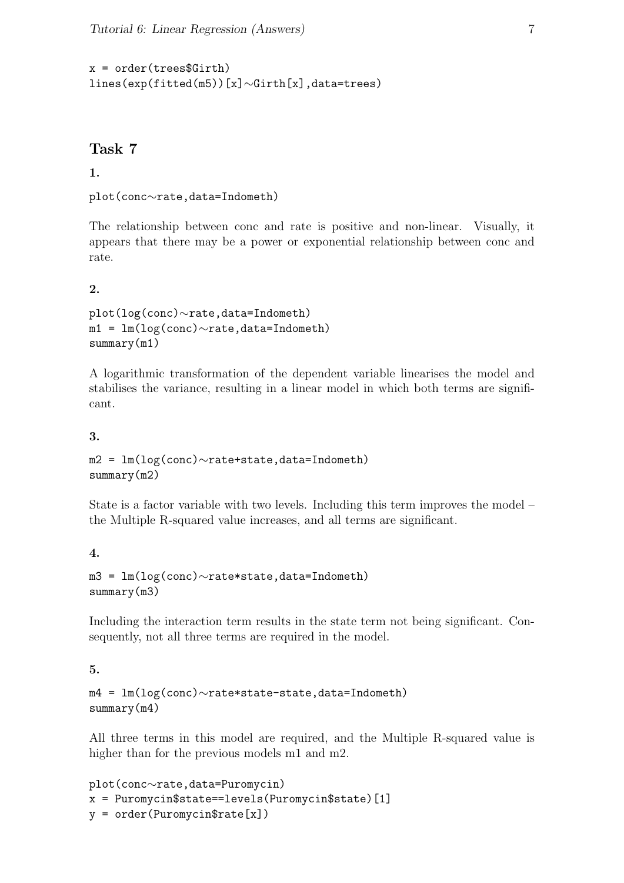```
x = order(trees$Girth)
lines(exp(fitted(m5))[x]~Girth[x],data=trees)
```

## Task 7

**1.**

```
plot(conc~rate,data=Indometh)
```

The relationship between conc and rate is positive and non-linear. Visually, it appears that there may be a power or exponential relationship between conc and rate.

**2.**

```
plot(log(conc)~rate,data=Indometh)
m1 = lm(log(conc)~rate,data=Indometh)
summary(m1)
```

A logarithmic transformation of the dependent variable linearises the model and stabilises the variance, resulting in a linear model in which both terms are significant.

**3.**

```
m2 = lm(log(conc)~rate+state,data=Indometh)
summary(m2)
```

State is a factor variable with two levels. Including this term improves the model – the Multiple R-squared value increases, and all terms are significant.

**4.**

```
m3 = lm(log(conc)~rate*state,data=Indometh)
summary(m3)
```

Including the interaction term results in the state term not being significant. Consequently, not all three terms are required in the model.

**5.**

```
m4 = lm(log(conc)~rate*state-state,data=Indometh)
summary(m4)
```

All three terms in this model are required, and the Multiple R-squared value is higher than for the previous models m1 and m2.

```
plot(conc~rate,data=Puromycin)
x = Puromycin$state==levels(Puromycin$state)[1]
y = order(Puromycin$rate[x])
```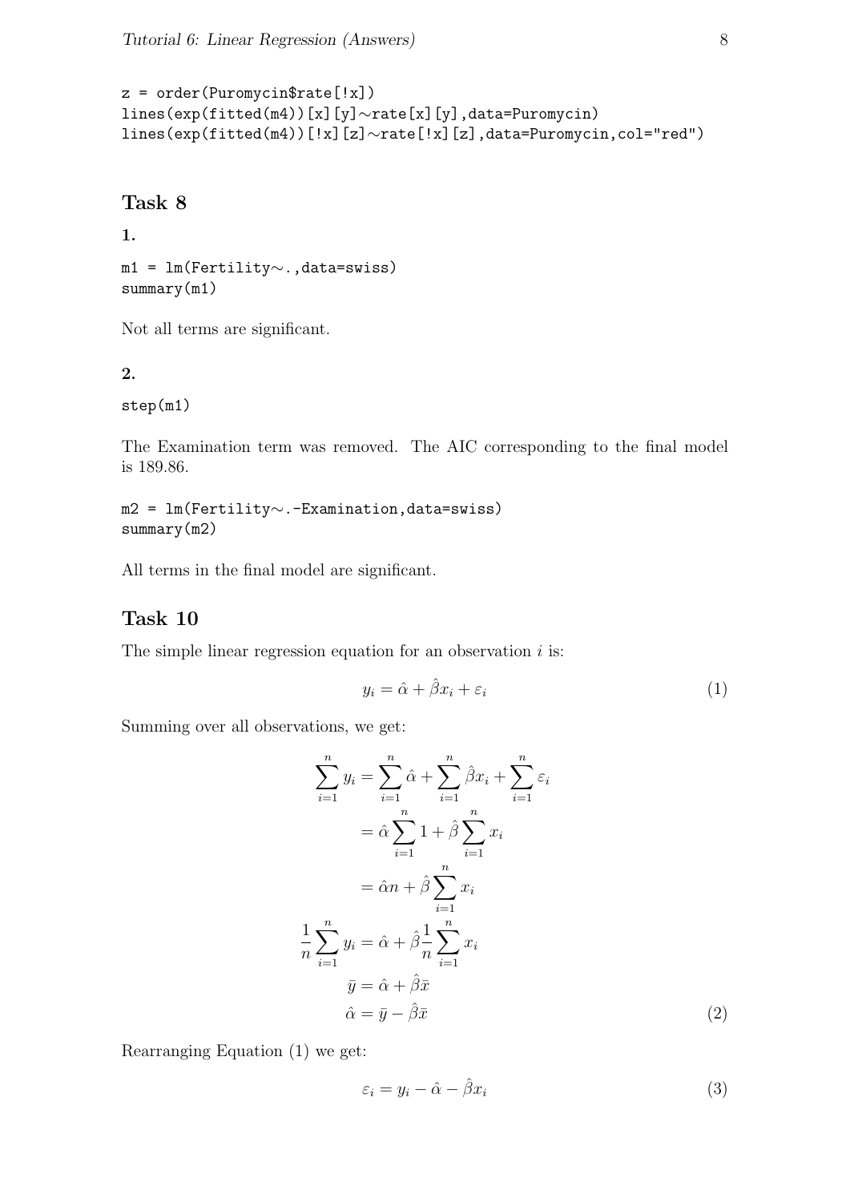```
z = order(Puromycin$rate[!x])
lines(exp(fitted(m4))[x][y]~rate[x][y],data=Puromycin)
lines(exp(fitted(m4))[!x][z]~rate[!x][z],data=Puromycin,col="red")
```

## Task 8

**1.**

```
m1 = lm(Fertility~.,data=swiss)
summary(m1)
```

Not all terms are significant.

**2.**

```
step(m1)
```

The Examination term was removed. The AIC corresponding to the final model is 189.86.

```
m2 = lm(Fertility~.-Examination,data=swiss)
summary(m2)
```

All terms in the final model are significant.

## Task 10

The simple linear regression equation for an observation $i$ is:

$$y_i = \hat{\alpha} + \hat{\beta}x_i + \varepsilon_i \tag{1}$$

Summing over all observations, we get:

$$\begin{aligned}
\sum_{i=1}^{n} y_i &= \sum_{i=1}^{n} \hat{\alpha} + \sum_{i=1}^{n} \hat{\beta}x_i + \sum_{i=1}^{n} \varepsilon_i \\
&= \hat{\alpha}\sum_{i=1}^{n} 1 + \hat{\beta}\sum_{i=1}^{n} x_i \\
&= \hat{\alpha}n + \hat{\beta}\sum_{i=1}^{n} x_i \\
\frac{1}{n}\sum_{i=1}^{n} y_i &= \hat{\alpha} + \hat{\beta}\frac{1}{n}\sum_{i=1}^{n} x_i \\
\bar{y} &= \hat{\alpha} + \hat{\beta}\bar{x} \\
\hat{\alpha} &= \bar{y} - \hat{\beta}\bar{x}
\end{aligned} \tag{2}$$

Rearranging Equation (1) we get:

$$\varepsilon_i = y_i - \hat{\alpha} - \hat{\beta}x_i \tag{3}$$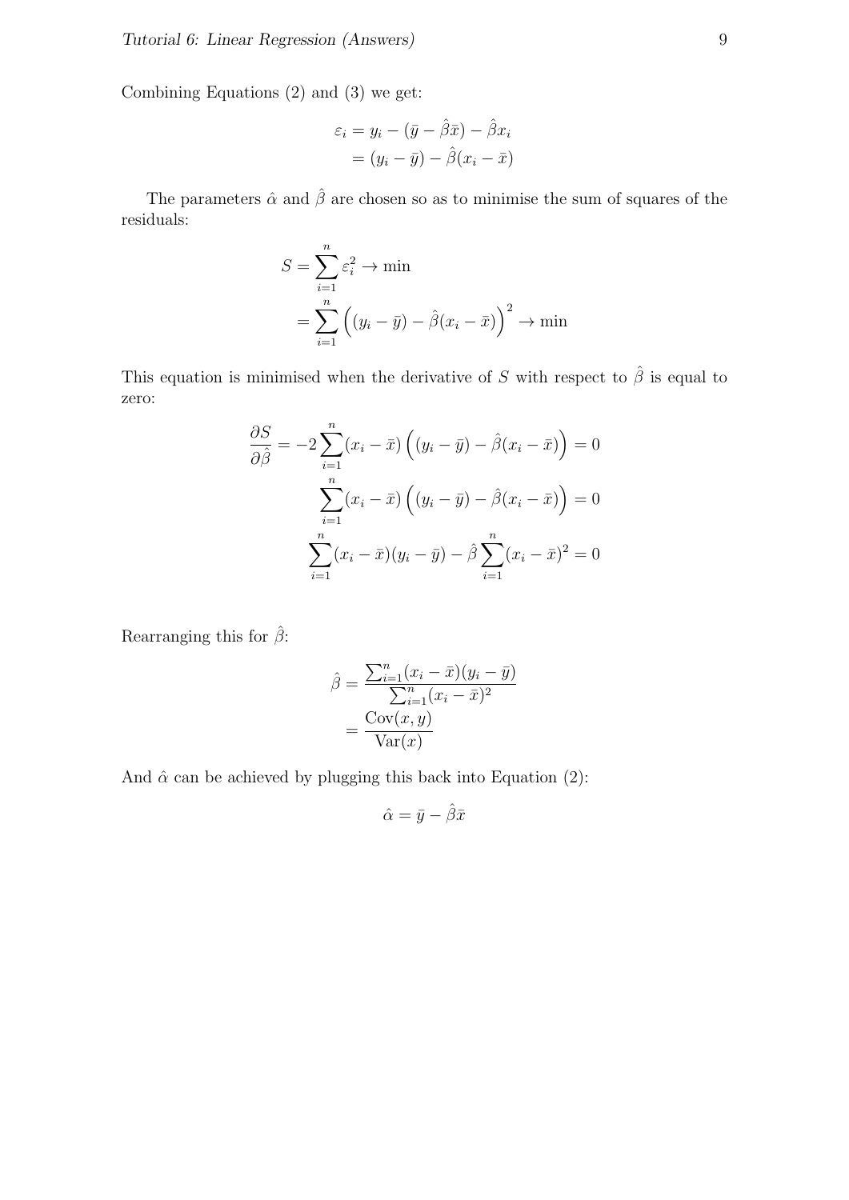Combining Equations (2) and (3) we get:

$$
\begin{aligned}
\varepsilon_i &= y_i - (\bar{y} - \hat{\beta}\bar{x}) - \hat{\beta}x_i \\
&= (y_i - \bar{y}) - \hat{\beta}(x_i - \bar{x})
\end{aligned}
$$

The parameters $\hat{\alpha}$ and $\hat{\beta}$ are chosen so as to minimise the sum of squares of the residuals:

$$
\begin{aligned}
S &= \sum_{i=1}^{n} \varepsilon_i^2 \to \min \\
&= \sum_{i=1}^{n} \Big( (y_i - \bar{y}) - \hat{\beta}(x_i - \bar{x}) \Big)^2 \to \min
\end{aligned}
$$

This equation is minimised when the derivative of $S$ with respect to $\hat{\beta}$ is equal to zero:

$$
\begin{aligned}
\frac{\partial S}{\partial \hat{\beta}} = -2 \sum_{i=1}^{n} (x_i - \bar{x}) \Big( (y_i - \bar{y}) - \hat{\beta}(x_i - \bar{x}) \Big) &= 0 \\
\sum_{i=1}^{n} (x_i - \bar{x}) \Big( (y_i - \bar{y}) - \hat{\beta}(x_i - \bar{x}) \Big) &= 0 \\
\sum_{i=1}^{n} (x_i - \bar{x})(y_i - \bar{y}) - \hat{\beta} \sum_{i=1}^{n} (x_i - \bar{x})^2 &= 0
\end{aligned}
$$

Rearranging this for $\hat{\beta}$:

$$
\begin{aligned}
\hat{\beta} &= \frac{\sum_{i=1}^{n} (x_i - \bar{x})(y_i - \bar{y})}{\sum_{i=1}^{n} (x_i - \bar{x})^2} \\
&= \frac{\mathrm{Cov}(x, y)}{\mathrm{Var}(x)}
\end{aligned}
$$

And $\hat{\alpha}$ can be achieved by plugging this back into Equation (2):

$$
\hat{\alpha} = \bar{y} - \hat{\beta}\bar{x}
$$